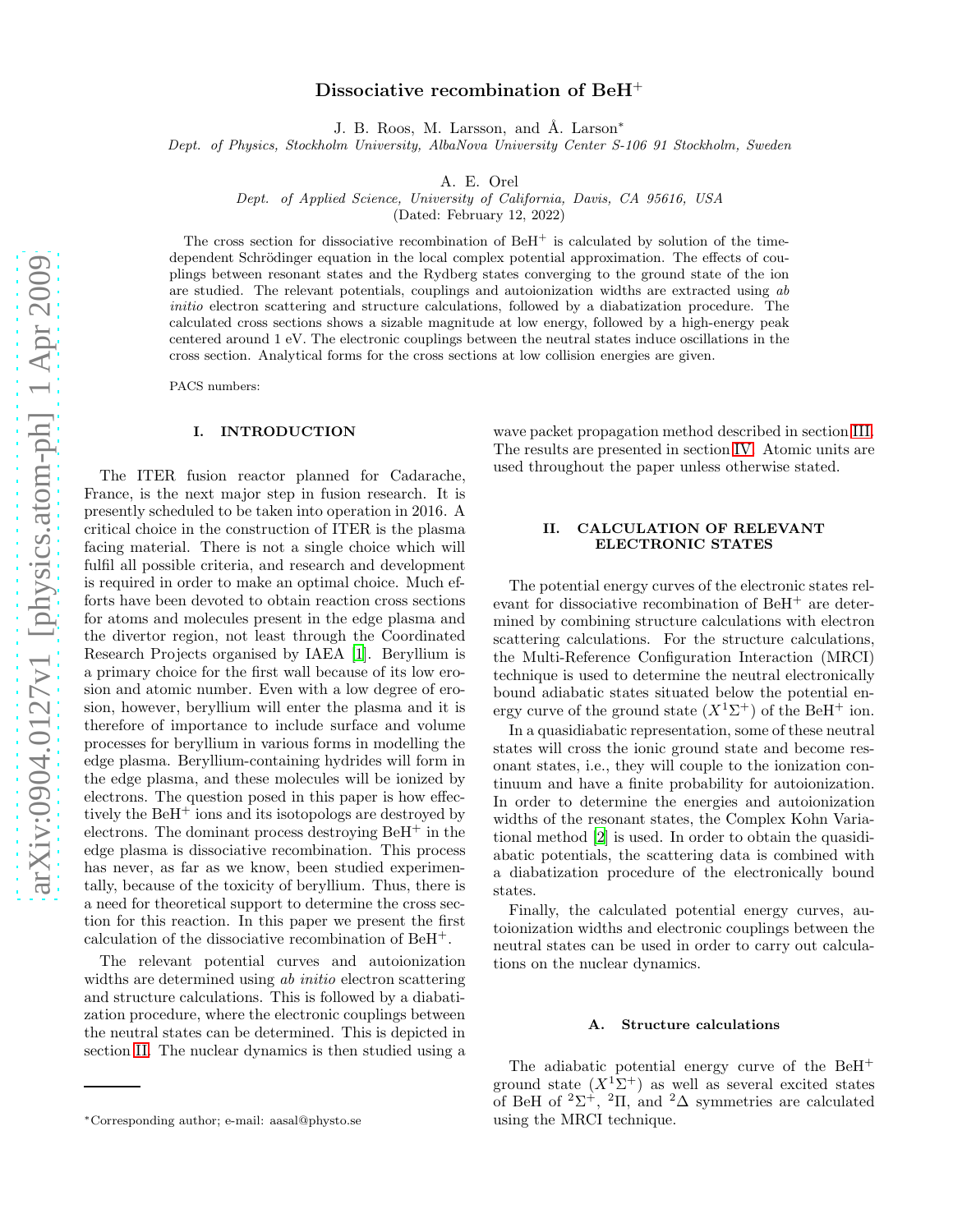# Dissociative recombination of $BeH^+$

J. B. Roos, M. Larsson, and Å. Larson*

*Dept. of Physics, Stockholm University, AlbaNova University Center S-106 91 Stockholm, Sweden*

A. E. Orel

*Dept. of Applied Science, University of California, Davis, CA 95616, USA*

(Dated: February 12, 2022)

The cross section for dissociative recombination of $BeH^+$ is calculated by solution of the time-dependent Schrödinger equation in the local complex potential approximation. The effects of couplings between resonant states and the Rydberg states converging to the ground state of the ion are studied. The relevant potentials, couplings and autoionization widths are extracted using *ab initio* electron scattering and structure calculations, followed by a diabatization procedure. The calculated cross sections shows a sizable magnitude at low energy, followed by a high-energy peak centered around 1 eV. The electronic couplings between the neutral states induce oscillations in the cross section. Analytical forms for the cross sections at low collision energies are given.

PACS numbers:

## I. INTRODUCTION

The ITER fusion reactor planned for Cadarache, France, is the next major step in fusion research. It is presently scheduled to be taken into operation in 2016. A critical choice in the construction of ITER is the plasma facing material. There is not a single choice which will fulfil all possible criteria, and research and development is required in order to make an optimal choice. Much efforts have been devoted to obtain reaction cross sections for atoms and molecules present in the edge plasma and the divertor region, not least through the Coordinated Research Projects organised by IAEA [1]. Beryllium is a primary choice for the first wall because of its low erosion and atomic number. Even with a low degree of erosion, however, beryllium will enter the plasma and it is therefore of importance to include surface and volume processes for beryllium in various forms in modelling the edge plasma. Beryllium-containing hydrides will form in the edge plasma, and these molecules will be ionized by electrons. The question posed in this paper is how effectively the $BeH^+$ ions and its isotopologs are destroyed by electrons. The dominant process destroying $BeH^+$ in the edge plasma is dissociative recombination. This process has never, as far as we know, been studied experimentally, because of the toxicity of beryllium. Thus, there is a need for theoretical support to determine the cross section for this reaction. In this paper we present the first calculation of the dissociative recombination of $BeH^+$.

The relevant potential curves and autoionization widths are determined using *ab initio* electron scattering and structure calculations. This is followed by a diabatization procedure, where the electronic couplings between the neutral states can be determined. This is depicted in section II. The nuclear dynamics is then studied using a wave packet propagation method described in section III. The results are presented in section IV. Atomic units are used throughout the paper unless otherwise stated.

## II. CALCULATION OF RELEVANT ELECTRONIC STATES

The potential energy curves of the electronic states relevant for dissociative recombination of $BeH^+$ are determined by combining structure calculations with electron scattering calculations. For the structure calculations, the Multi-Reference Configuration Interaction (MRCI) technique is used to determine the neutral electronically bound adiabatic states situated below the potential energy curve of the ground state ($X^1\Sigma^+$) of the $BeH^+$ ion.

In a quasidiabatic representation, some of these neutral states will cross the ionic ground state and become resonant states, i.e., they will couple to the ionization continuum and have a finite probability for autoionization. In order to determine the energies and autoionization widths of the resonant states, the Complex Kohn Variational method [2] is used. In order to obtain the quasidiabatic potentials, the scattering data is combined with a diabatization procedure of the electronically bound states.

Finally, the calculated potential energy curves, autoionization widths and electronic couplings between the neutral states can be used in order to carry out calculations on the nuclear dynamics.

### A. Structure calculations

The adiabatic potential energy curve of the $BeH^+$ ground state ($X^1\Sigma^+$) as well as several excited states of BeH of $^2\Sigma^+$, $^2\Pi$, and $^2\Delta$ symmetries are calculated using the MRCI technique.

*Corresponding author; e-mail: aasal@physto.se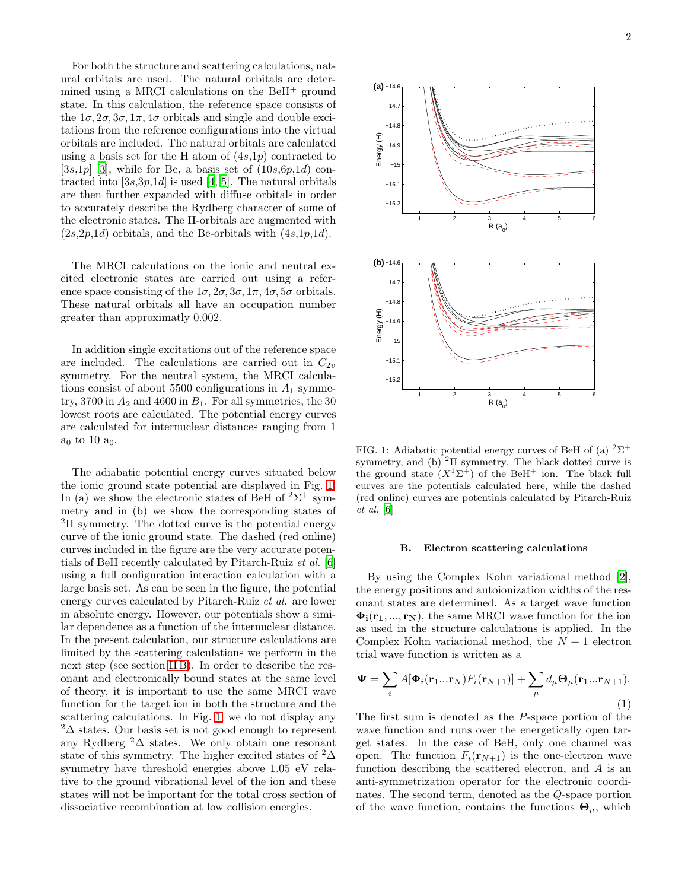For both the structure and scattering calculations, natural orbitals are used. The natural orbitals are determined using a MRCI calculations on the $BeH^+$ ground state. In this calculation, the reference space consists of the $1\sigma, 2\sigma, 3\sigma, 1\pi, 4\sigma$ orbitals and single and double excitations from the reference configurations into the virtual orbitals are included. The natural orbitals are calculated using a basis set for the H atom of $(4s,1p)$ contracted to $[3s,1p]$ [3], while for Be, a basis set of $(10s,6p,1d)$ contracted into $[3s,3p,1d]$ is used [4, 5]. The natural orbitals are then further expanded with diffuse orbitals in order to accurately describe the Rydberg character of some of the electronic states. The H-orbitals are augmented with $(2s,2p,1d)$ orbitals, and the Be-orbitals with $(4s,1p,1d)$.

The MRCI calculations on the ionic and neutral excited electronic states are carried out using a reference space consisting of the $1\sigma, 2\sigma, 3\sigma, 1\pi, 4\sigma, 5\sigma$ orbitals. These natural orbitals all have an occupation number greater than approximatly 0.002.

In addition single excitations out of the reference space are included. The calculations are carried out in $C_{2v}$ symmetry. For the neutral system, the MRCI calculations consist of about 5500 configurations in $A_1$ symmetry, 3700 in $A_2$ and 4600 in $B_1$. For all symmetries, the 30 lowest roots are calculated. The potential energy curves are calculated for internuclear distances ranging from 1 $a_0$ to 10 $a_0$.

The adiabatic potential energy curves situated below the ionic ground state potential are displayed in Fig. 1. In (a) we show the electronic states of BeH of $^2\Sigma^+$ symmetry and in (b) we show the corresponding states of $^2\Pi$ symmetry. The dotted curve is the potential energy curve of the ionic ground state. The dashed (red online) curves included in the figure are the very accurate potentials of BeH recently calculated by Pitarch-Ruiz *et al.* [6] using a full configuration interaction calculation with a large basis set. As can be seen in the figure, the potential energy curves calculated by Pitarch-Ruiz *et al.* are lower in absolute energy. However, our potentials show a similar dependence as a function of the internuclear distance. In the present calculation, our structure calculations are limited by the scattering calculations we perform in the next step (see section II B). In order to describe the resonant and electronically bound states at the same level of theory, it is important to use the same MRCI wave function for the target ion in both the structure and the scattering calculations. In Fig. 1, we do not display any $^2\Delta$ states. Our basis set is not good enough to represent any Rydberg $^2\Delta$ states. We only obtain one resonant state of this symmetry. The higher excited states of $^2\Delta$ symmetry have threshold energies above 1.05 eV relative to the ground vibrational level of the ion and these states will not be important for the total cross section of dissociative recombination at low collision energies.

FIG. 1: Adiabatic potential energy curves of BeH of (a) $^2\Sigma^+$ symmetry, and (b) $^2\Pi$ symmetry. The black dotted curve is the ground state ($X^1\Sigma^+$) of the $BeH^+$ ion. The black full curves are the potentials calculated here, while the dashed (red online) curves are potentials calculated by Pitarch-Ruiz *et al.* [6]

### B. Electron scattering calculations

By using the Complex Kohn variational method [2], the energy positions and autoionization widths of the resonant states are determined. As a target wave function $\mathbf{\Phi_i}(\mathbf{r_1}, ..., \mathbf{r_N})$, the same MRCI wave function for the ion as used in the structure calculations is applied. In the Complex Kohn variational method, the $N+1$ electron trial wave function is written as a

$$\mathbf{\Psi} = \sum_i A[\mathbf{\Phi}_i(\mathbf{r}_1...\mathbf{r}_N)F_i(\mathbf{r}_{N+1})] + \sum_\mu d_\mu \mathbf{\Theta}_\mu(\mathbf{r}_1...\mathbf{r}_{N+1}). \tag{1}$$

The first sum is denoted as the $P$-space portion of the wave function and runs over the energetically open target states. In the case of BeH, only one channel was open. The function $F_i(\mathbf{r}_{N+1})$ is the one-electron wave function describing the scattered electron, and $A$ is an anti-symmetrization operator for the electronic coordinates. The second term, denoted as the $Q$-space portion of the wave function, contains the functions $\mathbf{\Theta}_\mu$, which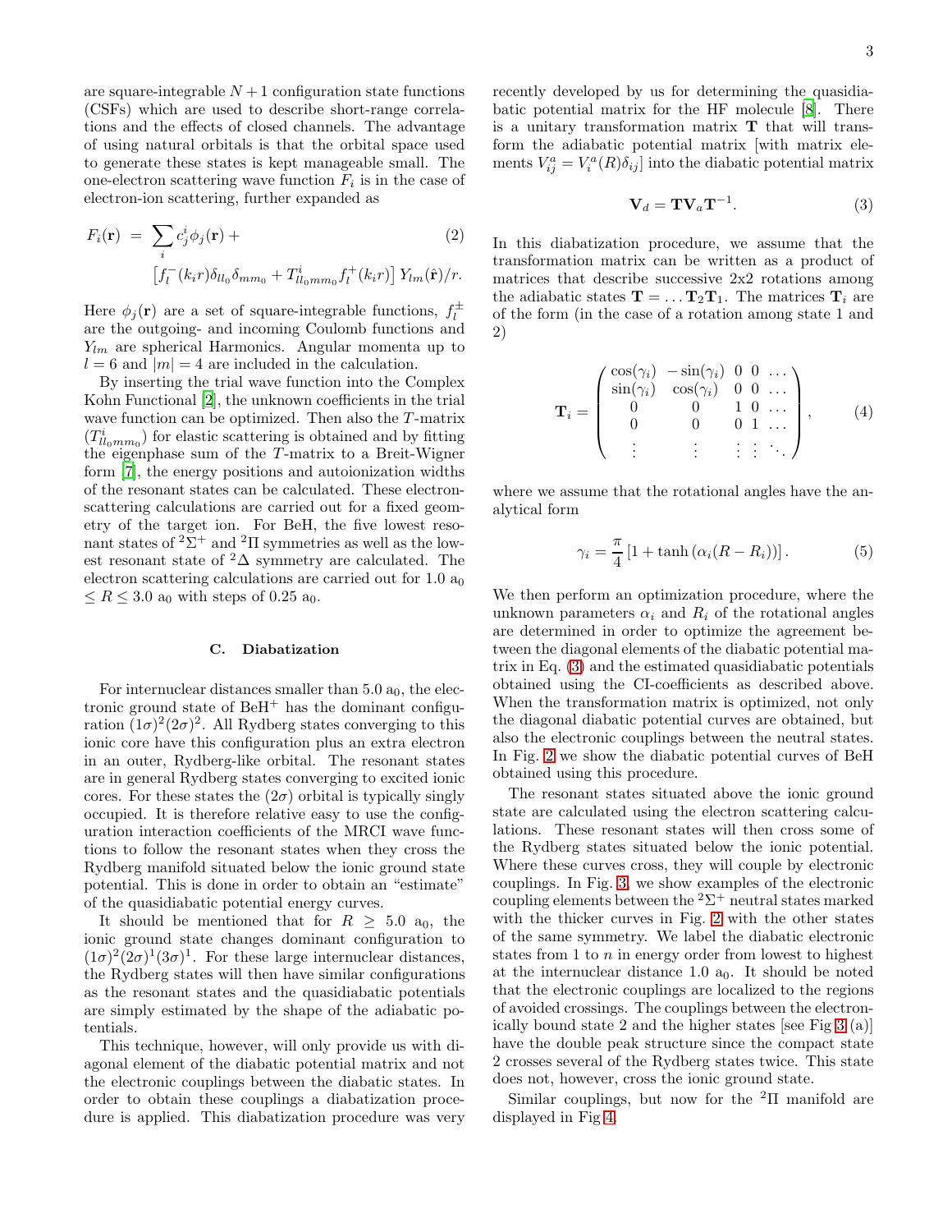are square-integrable $N+1$ configuration state functions (CSFs) which are used to describe short-range correlations and the effects of closed channels. The advantage of using natural orbitals is that the orbital space used to generate these states is kept manageable small. The one-electron scattering wave function $F_i$ is in the case of electron-ion scattering, further expanded as

$$F_i(\mathbf{r}) = \sum_i c_j^i \phi_j(\mathbf{r}) + \left[f_l^-(k_i r)\delta_{ll_0}\delta_{mm_0} + T^i_{ll_0mm_0} f_l^+(k_i r)\right] Y_{lm}(\hat{\mathbf{r}})/r. \tag{2}$$

Here $\phi_j(\mathbf{r})$ are a set of square-integrable functions, $f_l^{\pm}$ are the outgoing- and incoming Coulomb functions and $Y_{lm}$ are spherical Harmonics. Angular momenta up to $l = 6$ and $|m| = 4$ are included in the calculation.

By inserting the trial wave function into the Complex Kohn Functional [2], the unknown coefficients in the trial wave function can be optimized. Then also the $T$-matrix ($T^i_{ll_0mm_0}$) for elastic scattering is obtained and by fitting the eigenphase sum of the $T$-matrix to a Breit-Wigner form [7], the energy positions and autoionization widths of the resonant states can be calculated. These electron-scattering calculations are carried out for a fixed geometry of the target ion. For BeH, the five lowest resonant states of $^2\Sigma^+$ and $^2\Pi$ symmetries as well as the lowest resonant state of $^2\Delta$ symmetry are calculated. The electron scattering calculations are carried out for 1.0 a$_0$ $\leq R \leq$ 3.0 a$_0$ with steps of 0.25 a$_0$.

### C. Diabatization

For internuclear distances smaller than 5.0 a$_0$, the electronic ground state of $BeH^+$ has the dominant configuration $(1\sigma)^2(2\sigma)^2$. All Rydberg states converging to this ionic core have this configuration plus an extra electron in an outer, Rydberg-like orbital. The resonant states are in general Rydberg states converging to excited ionic cores. For these states the $(2\sigma)$ orbital is typically singly occupied. It is therefore relative easy to use the configuration interaction coefficients of the MRCI wave functions to follow the resonant states when they cross the Rydberg manifold situated below the ionic ground state potential. This is done in order to obtain an "estimate" of the quasidiabatic potential energy curves.

It should be mentioned that for $R \geq$ 5.0 a$_0$, the ionic ground state changes dominant configuration to $(1\sigma)^2(2\sigma)^1(3\sigma)^1$. For these large internuclear distances, the Rydberg states will then have similar configurations as the resonant states and the quasidiabatic potentials are simply estimated by the shape of the adiabatic potentials.

This technique, however, will only provide us with diagonal element of the diabatic potential matrix and not the electronic couplings between the diabatic states. In order to obtain these couplings a diabatization procedure is applied. This diabatization procedure was very recently developed by us for determining the quasidiabatic potential matrix for the HF molecule [8]. There is a unitary transformation matrix $\mathbf{T}$ that will transform the adiabatic potential matrix [with matrix elements $V^a_{ij} = V^a_i(R)\delta_{ij}$] into the diabatic potential matrix

$$\mathbf{V}_d = \mathbf{T}\mathbf{V}_a\mathbf{T}^{-1}. \tag{3}$$

In this diabatization procedure, we assume that the transformation matrix can be written as a product of matrices that describe successive 2x2 rotations among the adiabatic states $\mathbf{T} = \ldots \mathbf{T}_2\mathbf{T}_1$. The matrices $\mathbf{T}_i$ are of the form (in the case of a rotation among state 1 and 2)

$$\mathbf{T}_i = \begin{pmatrix} \cos(\gamma_i) & -\sin(\gamma_i) & 0 & 0 & \ldots \\ \sin(\gamma_i) & \cos(\gamma_i) & 0 & 0 & \ldots \\ 0 & 0 & 1 & 0 & \ldots \\ 0 & 0 & 0 & 1 & \ldots \\ \vdots & \vdots & \vdots & \vdots & \ddots \end{pmatrix}, \tag{4}$$

where we assume that the rotational angles have the analytical form

$$\gamma_i = \frac{\pi}{4}\left[1 + \tanh\left(\alpha_i(R - R_i)\right)\right]. \tag{5}$$

We then perform an optimization procedure, where the unknown parameters $\alpha_i$ and $R_i$ of the rotational angles are determined in order to optimize the agreement between the diagonal elements of the diabatic potential matrix in Eq. (3) and the estimated quasidiabatic potentials obtained using the CI-coefficients as described above. When the transformation matrix is optimized, not only the diagonal diabatic potential curves are obtained, but also the electronic couplings between the neutral states. In Fig. 2 we show the diabatic potential curves of BeH obtained using this procedure.

The resonant states situated above the ionic ground state are calculated using the electron scattering calculations. These resonant states will then cross some of the Rydberg states situated below the ionic potential. Where these curves cross, they will couple by electronic couplings. In Fig. 3, we show examples of the electronic coupling elements between the $^2\Sigma^+$ neutral states marked with the thicker curves in Fig. 2 with the other states of the same symmetry. We label the diabatic electronic states from 1 to $n$ in energy order from lowest to highest at the internuclear distance 1.0 a$_0$. It should be noted that the electronic couplings are localized to the regions of avoided crossings. The couplings between the electronically bound state 2 and the higher states [see Fig 3 (a)] have the double peak structure since the compact state 2 crosses several of the Rydberg states twice. This state does not, however, cross the ionic ground state.

Similar couplings, but now for the $^2\Pi$ manifold are displayed in Fig 4.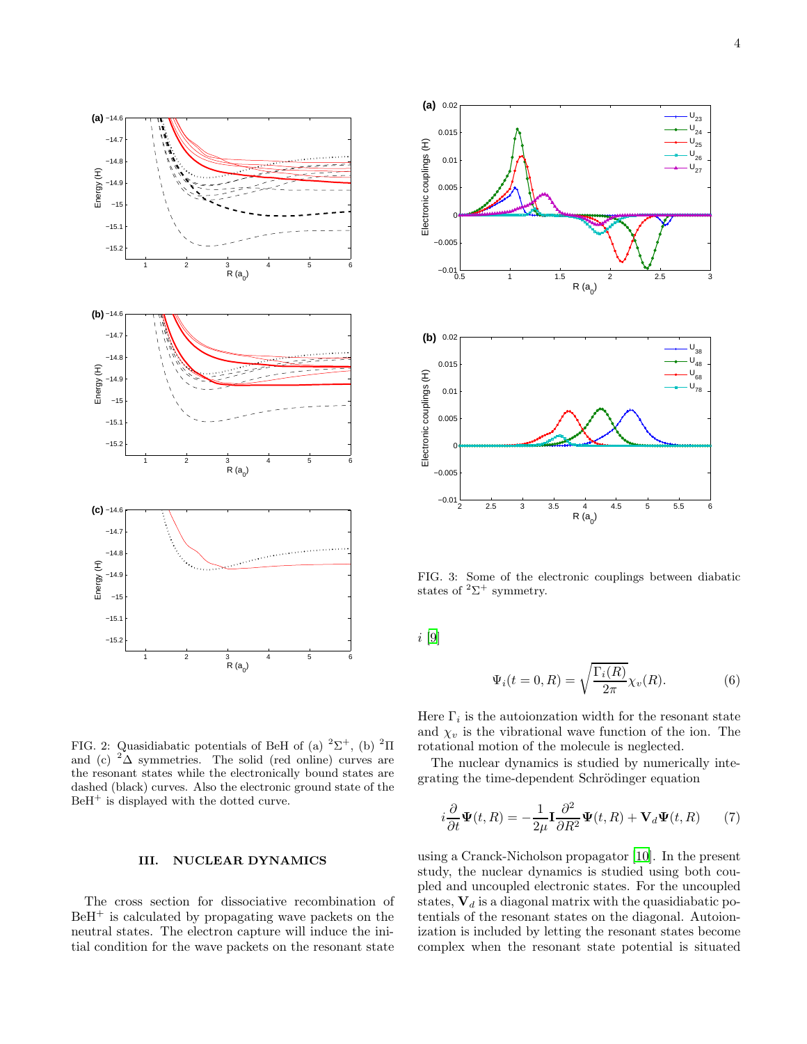FIG. 2: Quasidiabatic potentials of BeH of (a) $^2\Sigma^+$, (b) $^2\Pi$ and (c) $^2\Delta$ symmetries. The solid (red online) curves are the resonant states while the electronically bound states are dashed (black) curves. Also the electronic ground state of the $BeH^+$ is displayed with the dotted curve.

FIG. 3: Some of the electronic couplings between diabatic states of $^2\Sigma^+$ symmetry.

## III. NUCLEAR DYNAMICS

The cross section for dissociative recombination of $BeH^+$ is calculated by propagating wave packets on the neutral states. The electron capture will induce the initial condition for the wave packets on the resonant state $i$ [9]

$$\Psi_i(t=0,R) = \sqrt{\frac{\Gamma_i(R)}{2\pi}}\chi_v(R). \tag{6}$$

Here $\Gamma_i$ is the autoionzation width for the resonant state and $\chi_v$ is the vibrational wave function of the ion. The rotational motion of the molecule is neglected.

The nuclear dynamics is studied by numerically integrating the time-dependent Schrödinger equation

$$i\frac{\partial}{\partial t}\mathbf{\Psi}(t,R) = -\frac{1}{2\mu}\mathbf{I}\frac{\partial^2}{\partial R^2}\mathbf{\Psi}(t,R) + \mathbf{V}_d\mathbf{\Psi}(t,R) \tag{7}$$

using a Cranck-Nicholson propagator [10]. In the present study, the nuclear dynamics is studied using both coupled and uncoupled electronic states. For the uncoupled states, $\mathbf{V}_d$ is a diagonal matrix with the quasidiabatic potentials of the resonant states on the diagonal. Autoionization is included by letting the resonant states become complex when the resonant state potential is situated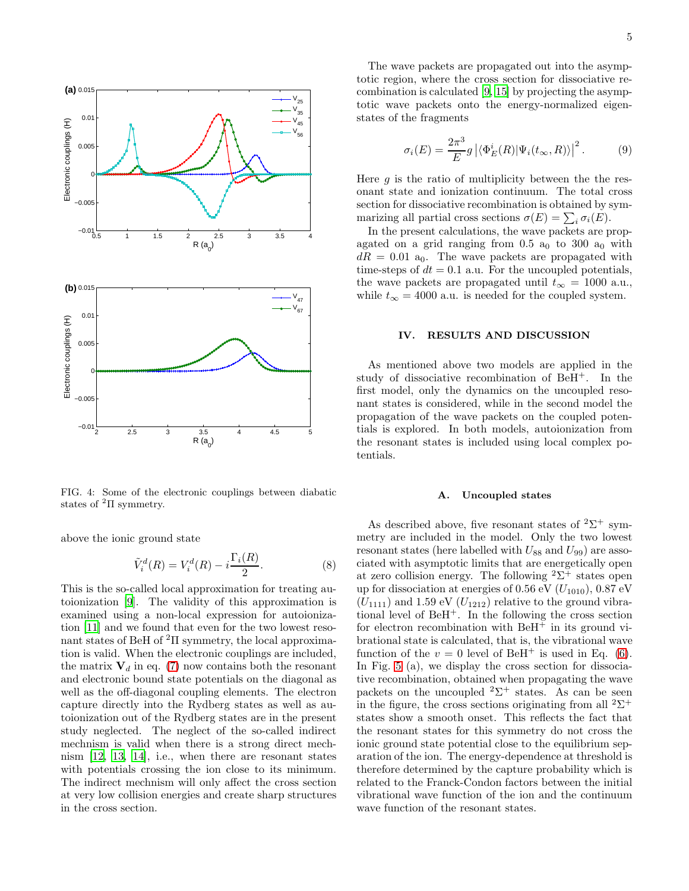FIG. 4: Some of the electronic couplings between diabatic states of $^2\Pi$ symmetry.

above the ionic ground state

$$\tilde{V}_i^d(R) = V_i^d(R) - i\frac{\Gamma_i(R)}{2}. \qquad (8)$$

This is the so-called local approximation for treating autoionization [9]. The validity of this approximation is examined using a non-local expression for autoionization [11] and we found that even for the two lowest resonant states of BeH of $^2\Pi$ symmetry, the local approximation is valid. When the electronic couplings are included, the matrix $\mathbf{V}_d$ in eq. (7) now contains both the resonant and electronic bound state potentials on the diagonal as well as the off-diagonal coupling elements. The electron capture directly into the Rydberg states as well as autoionization out of the Rydberg states are in the present study neglected. The neglect of the so-called indirect mechnism is valid when there is a strong direct mechnism [12, 13, 14], i.e., when there are resonant states with potentials crossing the ion close to its minimum. The indirect mechnism will only affect the cross section at very low collision energies and create sharp structures in the cross section.

The wave packets are propagated out into the asymptotic region, where the cross section for dissociative recombination is calculated [9, 15] by projecting the asymptotic wave packets onto the energy-normalized eigenstates of the fragments

$$\sigma_i(E) = \frac{2\pi^3}{E} g \left| \langle \Phi_E^i(R) | \Psi_i(t_\infty, R) \rangle \right|^2. \qquad (9)$$

Here $g$ is the ratio of multiplicity between the the resonant state and ionization continuum. The total cross section for dissociative recombination is obtained by symmarizing all partial cross sections $\sigma(E) = \sum_i \sigma_i(E)$.

In the present calculations, the wave packets are propagated on a grid ranging from 0.5 $a_0$ to 300 $a_0$ with $dR = 0.01$ $a_0$. The wave packets are propagated with time-steps of $dt = 0.1$ a.u. For the uncoupled potentials, the wave packets are propagated until $t_\infty = 1000$ a.u., while $t_\infty = 4000$ a.u. is needed for the coupled system.

## IV. RESULTS AND DISCUSSION

As mentioned above two models are applied in the study of dissociative recombination of $BeH^+$. In the first model, only the dynamics on the uncoupled resonant states is considered, while in the second model the propagation of the wave packets on the coupled potentials is explored. In both models, autoionization from the resonant states is included using local complex potentials.

### A. Uncoupled states

As described above, five resonant states of $^2\Sigma^+$ symmetry are included in the model. Only the two lowest resonant states (here labelled with $U_{88}$ and $U_{99}$) are associated with asymptotic limits that are energetically open at zero collision energy. The following $^2\Sigma^+$ states open up for dissociation at energies of 0.56 eV ($U_{1010}$), 0.87 eV ($U_{1111}$) and 1.59 eV ($U_{1212}$) relative to the ground vibrational level of $BeH^+$. In the following the cross section for electron recombination with $BeH^+$ in its ground vibrational state is calculated, that is, the vibrational wave function of the $v = 0$ level of $BeH^+$ is used in Eq. (6). In Fig. 5 (a), we display the cross section for dissociative recombination, obtained when propagating the wave packets on the uncoupled $^2\Sigma^+$ states. As can be seen in the figure, the cross sections originating from all $^2\Sigma^+$ states show a smooth onset. This reflects the fact that the resonant states for this symmetry do not cross the ionic ground state potential close to the equilibrium separation of the ion. The energy-dependence at threshold is therefore determined by the capture probability which is related to the Franck-Condon factors between the initial vibrational wave function of the ion and the continuum wave function of the resonant states.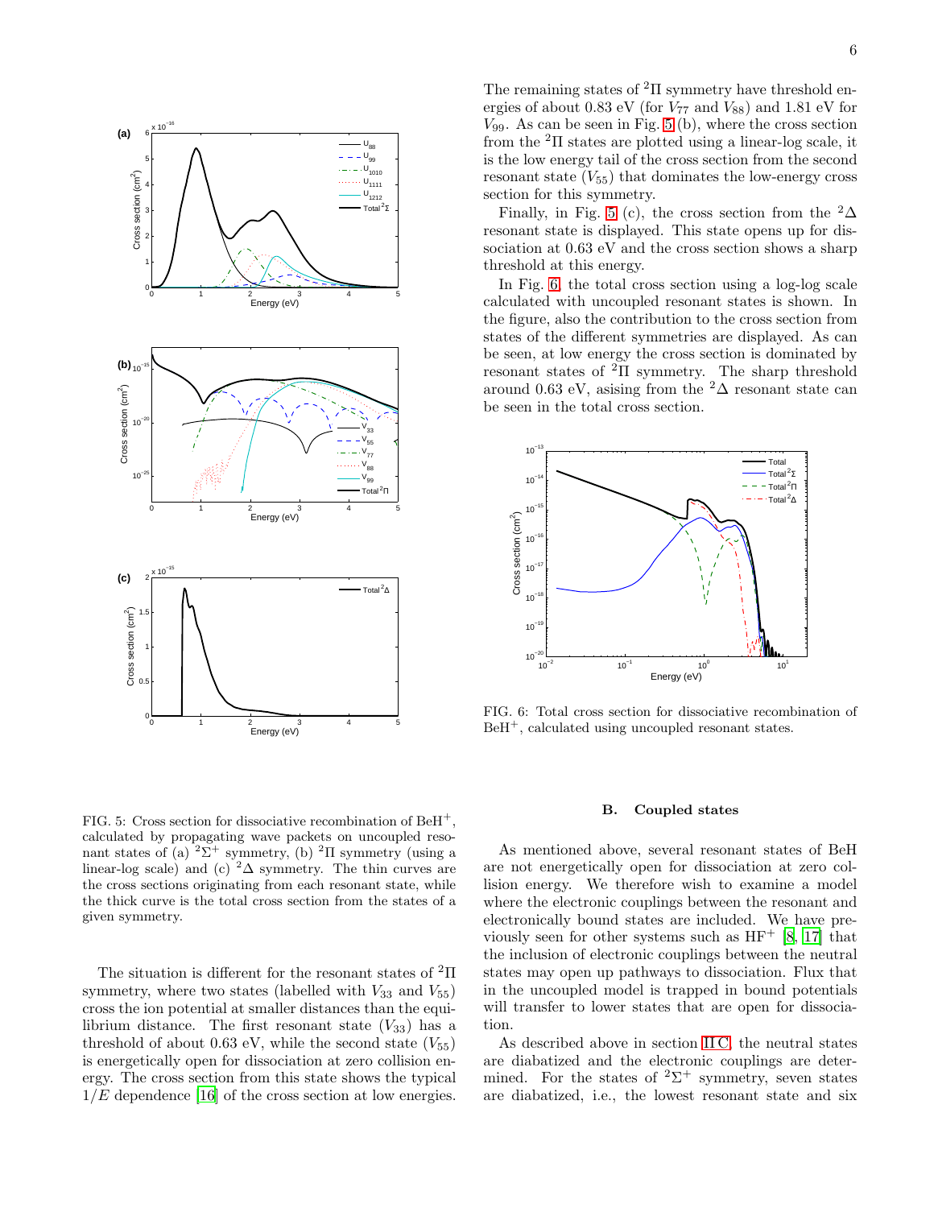FIG. 5: Cross section for dissociative recombination of $BeH^+$, calculated by propagating wave packets on uncoupled resonant states of (a) $^2\Sigma^+$ symmetry, (b) $^2\Pi$ symmetry (using a linear-log scale) and (c) $^2\Delta$ symmetry. The thin curves are the cross sections originating from each resonant state, while the thick curve is the total cross section from the states of a given symmetry.

The situation is different for the resonant states of $^2\Pi$ symmetry, where two states (labelled with $V_{33}$ and $V_{55}$) cross the ion potential at smaller distances than the equilibrium distance. The first resonant state ($V_{33}$) has a threshold of about 0.63 eV, while the second state ($V_{55}$) is energetically open for dissociation at zero collision energy. The cross section from this state shows the typical $1/E$ dependence [16] of the cross section at low energies. The remaining states of $^2\Pi$ symmetry have threshold energies of about 0.83 eV (for $V_{77}$ and $V_{88}$) and 1.81 eV for $V_{99}$. As can be seen in Fig. 5 (b), where the cross section from the $^2\Pi$ states are plotted using a linear-log scale, it is the low energy tail of the cross section from the second resonant state ($V_{55}$) that dominates the low-energy cross section for this symmetry.

Finally, in Fig. 5 (c), the cross section from the $^2\Delta$ resonant state is displayed. This state opens up for dissociation at 0.63 eV and the cross section shows a sharp threshold at this energy.

In Fig. 6 the total cross section using a log-log scale calculated with uncoupled resonant states is shown. In the figure, also the contribution to the cross section from states of the different symmetries are displayed. As can be seen, at low energy the cross section is dominated by resonant states of $^2\Pi$ symmetry. The sharp threshold around 0.63 eV, asising from the $^2\Delta$ resonant state can be seen in the total cross section.

FIG. 6: Total cross section for dissociative recombination of $BeH^+$, calculated using uncoupled resonant states.

### B. Coupled states

As mentioned above, several resonant states of BeH are not energetically open for dissociation at zero collision energy. We therefore wish to examine a model where the electronic couplings between the resonant and electronically bound states are included. We have previously seen for other systems such as $HF^+$ [8, 17] that the inclusion of electronic couplings between the neutral states may open up pathways to dissociation. Flux that in the uncoupled model is trapped in bound potentials will transfer to lower states that are open for dissociation.

As described above in section II C, the neutral states are diabatized and the electronic couplings are determined. For the states of $^2\Sigma^+$ symmetry, seven states are diabatized, i.e., the lowest resonant state and six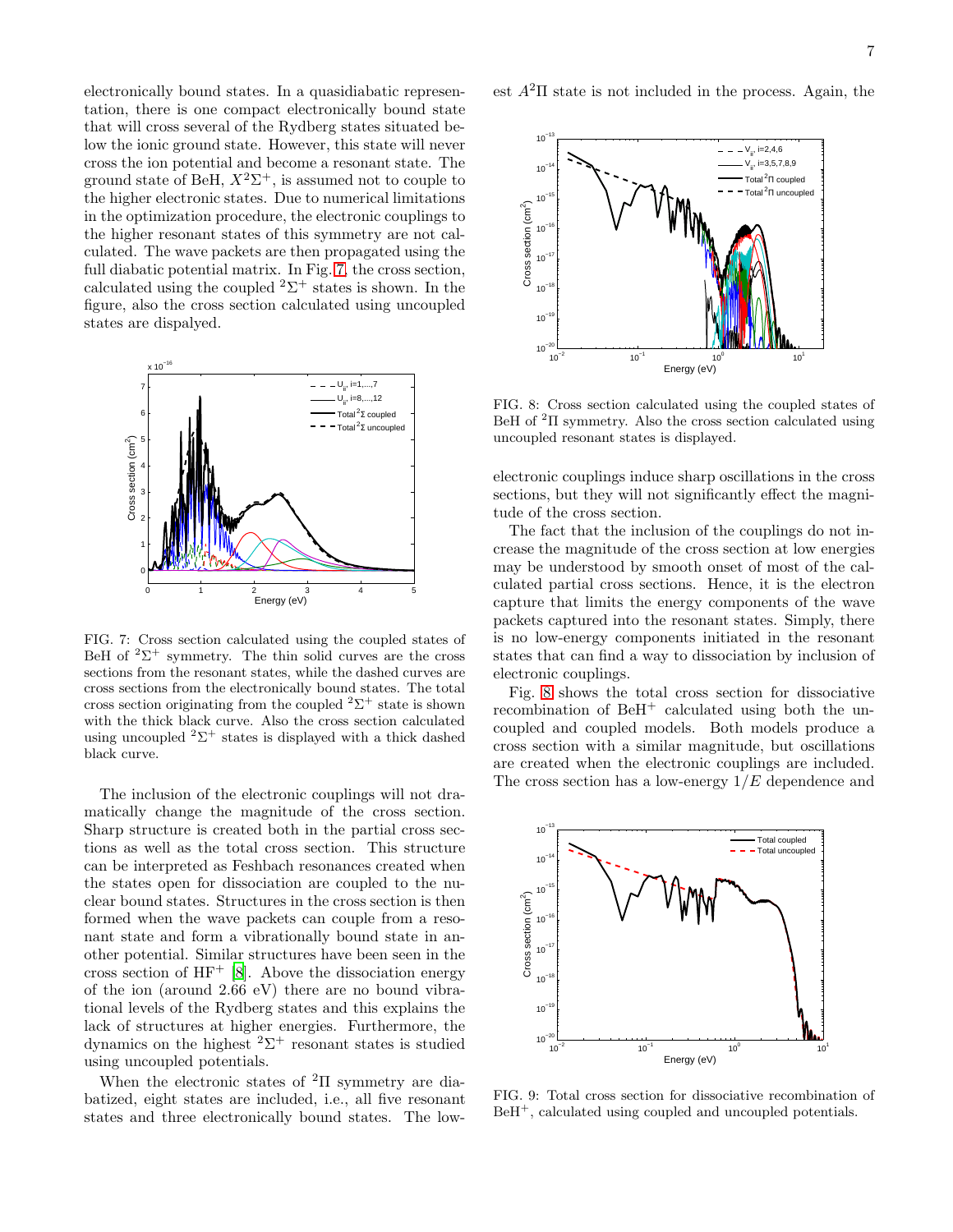electronically bound states. In a quasidiabatic representation, there is one compact electronically bound state that will cross several of the Rydberg states situated below the ionic ground state. However, this state will never cross the ion potential and become a resonant state. The ground state of BeH, $X^2\Sigma^+$, is assumed not to couple to the higher electronic states. Due to numerical limitations in the optimization procedure, the electronic couplings to the higher resonant states of this symmetry are not calculated. The wave packets are then propagated using the full diabatic potential matrix. In Fig. 7, the cross section, calculated using the coupled $^2\Sigma^+$ states is shown. In the figure, also the cross section calculated using uncoupled states are dispalyed.

FIG. 7: Cross section calculated using the coupled states of BeH of $^2\Sigma^+$ symmetry. The thin solid curves are the cross sections from the resonant states, while the dashed curves are cross sections from the electronically bound states. The total cross section originating from the coupled $^2\Sigma^+$ state is shown with the thick black curve. Also the cross section calculated using uncoupled $^2\Sigma^+$ states is displayed with a thick dashed black curve.

The inclusion of the electronic couplings will not dramatically change the magnitude of the cross section. Sharp structure is created both in the partial cross sections as well as the total cross section. This structure can be interpreted as Feshbach resonances created when the states open for dissociation are coupled to the nuclear bound states. Structures in the cross section is then formed when the wave packets can couple from a resonant state and form a vibrationally bound state in another potential. Similar structures have been seen in the cross section of $HF^+$ [8]. Above the dissociation energy of the ion (around 2.66 eV) there are no bound vibrational levels of the Rydberg states and this explains the lack of structures at higher energies. Furthermore, the dynamics on the highest $^2\Sigma^+$ resonant states is studied using uncoupled potentials.

When the electronic states of $^2\Pi$ symmetry are diabatized, eight states are included, i.e., all five resonant states and three electronically bound states. The lowest $A^2\Pi$ state is not included in the process. Again, the electronic couplings induce sharp oscillations in the cross sections, but they will not significantly effect the magnitude of the cross section.

FIG. 8: Cross section calculated using the coupled states of BeH of $^2\Pi$ symmetry. Also the cross section calculated using uncoupled resonant states is displayed.

The fact that the inclusion of the couplings do not increase the magnitude of the cross section at low energies may be understood by smooth onset of most of the calculated partial cross sections. Hence, it is the electron capture that limits the energy components of the wave packets captured into the resonant states. Simply, there is no low-energy components initiated in the resonant states that can find a way to dissociation by inclusion of electronic couplings.

Fig. 8 shows the total cross section for dissociative recombination of $BeH^+$ calculated using both the uncoupled and coupled models. Both models produce a cross section with a similar magnitude, but oscillations are created when the electronic couplings are included. The cross section has a low-energy $1/E$ dependence and

FIG. 9: Total cross section for dissociative recombination of $BeH^+$, calculated using coupled and uncoupled potentials.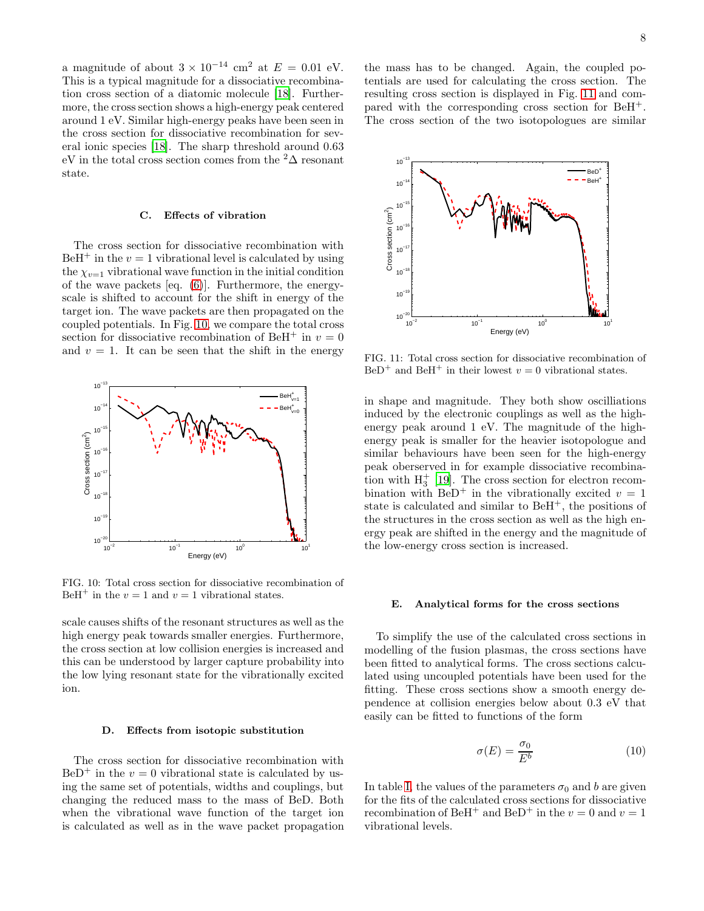a magnitude of about $3 \times 10^{-14}$ cm$^2$ at $E = 0.01$ eV. This is a typical magnitude for a dissociative recombination cross section of a diatomic molecule [18]. Furthermore, the cross section shows a high-energy peak centered around 1 eV. Similar high-energy peaks have been seen in the cross section for dissociative recombination for several ionic species [18]. The sharp threshold around 0.63 eV in the total cross section comes from the $^2\Delta$ resonant state.

### C. Effects of vibration

The cross section for dissociative recombination with $BeH^+$ in the $v = 1$ vibrational level is calculated by using the $\chi_{v=1}$ vibrational wave function in the initial condition of the wave packets [eq. (6)]. Furthermore, the energy-scale is shifted to account for the shift in energy of the target ion. The wave packets are then propagated on the coupled potentials. In Fig. 10, we compare the total cross section for dissociative recombination of $BeH^+$ in $v = 0$ and $v = 1$. It can be seen that the shift in the energy scale causes shifts of the resonant structures as well as the high energy peak towards smaller energies. Furthermore, the cross section at low collision energies is increased and this can be understood by larger capture probability into the low lying resonant state for the vibrationally excited ion.

FIG. 10: Total cross section for dissociative recombination of $BeH^+$ in the $v = 1$ and $v = 1$ vibrational states.

### D. Effects from isotopic substitution

The cross section for dissociative recombination with $BeD^+$ in the $v = 0$ vibrational state is calculated by using the same set of potentials, widths and couplings, but changing the reduced mass to the mass of BeD. Both when the vibrational wave function of the target ion is calculated as well as in the wave packet propagation the mass has to be changed. Again, the coupled potentials are used for calculating the cross section. The resulting cross section is displayed in Fig. 11 and compared with the corresponding cross section for $BeH^+$. The cross section of the two isotopologues are similar in shape and magnitude. They both show oscilliations induced by the electronic couplings as well as the high-energy peak around 1 eV. The magnitude of the high-energy peak is smaller for the heavier isotopologue and similar behaviours have been seen for the high-energy peak oberserved in for example dissociative recombination with $H_3^+$ [19]. The cross section for electron recombination with $BeD^+$ in the vibrationally excited $v = 1$ state is calculated and similar to $BeH^+$, the positions of the structures in the cross section as well as the high energy peak are shifted in the energy and the magnitude of the low-energy cross section is increased.

FIG. 11: Total cross section for dissociative recombination of $BeD^+$ and $BeH^+$ in their lowest $v = 0$ vibrational states.

### E. Analytical forms for the cross sections

To simplify the use of the calculated cross sections in modelling of the fusion plasmas, the cross sections have been fitted to analytical forms. The cross sections calculated using uncoupled potentials have been used for the fitting. These cross sections show a smooth energy dependence at collision energies below about 0.3 eV that easily can be fitted to functions of the form

$$\sigma(E) = \frac{\sigma_0}{E^b} \tag{10}$$

In table I, the values of the parameters $\sigma_0$ and $b$ are given for the fits of the calculated cross sections for dissociative recombination of $BeH^+$ and $BeD^+$ in the $v = 0$ and $v = 1$ vibrational levels.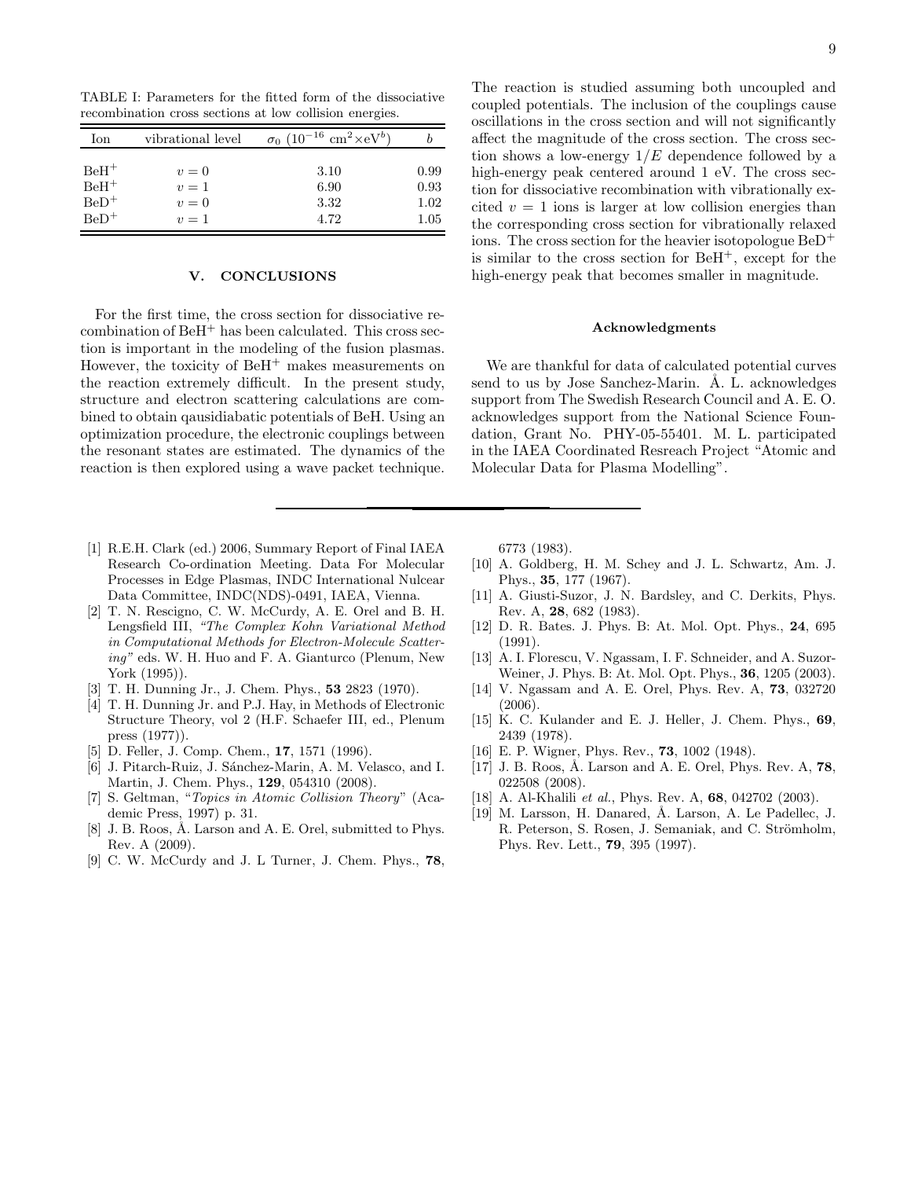TABLE I: Parameters for the fitted form of the dissociative recombination cross sections at low collision energies.

| Ion | vibrational level | $\sigma_0$ ($10^{-16}$ cm$^2\times$eV$^b$) | $b$ |
|---|---|---|---|
| $BeH^+$ | $v = 0$ | 3.10 | 0.99 |
| $BeH^+$ | $v = 1$ | 6.90 | 0.93 |
| $BeD^+$ | $v = 0$ | 3.32 | 1.02 |
| $BeD^+$ | $v = 1$ | 4.72 | 1.05 |

## V. CONCLUSIONS

For the first time, the cross section for dissociative recombination of $BeH^+$ has been calculated. This cross section is important in the modeling of the fusion plasmas. However, the toxicity of $BeH^+$ makes measurements on the reaction extremely difficult. In the present study, structure and electron scattering calculations are combined to obtain qausidiabatic potentials of BeH. Using an optimization procedure, the electronic couplings between the resonant states are estimated. The dynamics of the reaction is then explored using a wave packet technique. The reaction is studied assuming both uncoupled and coupled potentials. The inclusion of the couplings cause oscillations in the cross section and will not significantly affect the magnitude of the cross section. The cross section shows a low-energy $1/E$ dependence followed by a high-energy peak centered around 1 eV. The cross section for dissociative recombination with vibrationally excited $v = 1$ ions is larger at low collision energies than the corresponding cross section for vibrationally relaxed ions. The cross section for the heavier isotopologue $BeD^+$ is similar to the cross section for $BeH^+$, except for the high-energy peak that becomes smaller in magnitude.

### Acknowledgments

We are thankful for data of calculated potential curves send to us by Jose Sanchez-Marin. Å. L. acknowledges support from The Swedish Research Council and A. E. O. acknowledges support from the National Science Foundation, Grant No. PHY-05-55401. M. L. participated in the IAEA Coordinated Resreach Project "Atomic and Molecular Data for Plasma Modelling".

---

[1] R.E.H. Clark (ed.) 2006, Summary Report of Final IAEA Research Co-ordination Meeting. Data For Molecular Processes in Edge Plasmas, INDC International Nulcear Data Committee, INDC(NDS)-0491, IAEA, Vienna.

[2] T. N. Rescigno, C. W. McCurdy, A. E. Orel and B. H. Lengsfield III, *"The Complex Kohn Variational Method in Computational Methods for Electron-Molecule Scattering"* eds. W. H. Huo and F. A. Gianturco (Plenum, New York (1995)).

[3] T. H. Dunning Jr., J. Chem. Phys., **53** 2823 (1970).

[4] T. H. Dunning Jr. and P.J. Hay, in Methods of Electronic Structure Theory, vol 2 (H.F. Schaefer III, ed., Plenum press (1977)).

[5] D. Feller, J. Comp. Chem., **17**, 1571 (1996).

[6] J. Pitarch-Ruiz, J. Sánchez-Marin, A. M. Velasco, and I. Martin, J. Chem. Phys., **129**, 054310 (2008).

[7] S. Geltman, "*Topics in Atomic Collision Theory*" (Academic Press, 1997) p. 31.

[8] J. B. Roos, Å. Larson and A. E. Orel, submitted to Phys. Rev. A (2009).

[9] C. W. McCurdy and J. L Turner, J. Chem. Phys., **78**, 6773 (1983).

[10] A. Goldberg, H. M. Schey and J. L. Schwartz, Am. J. Phys., **35**, 177 (1967).

[11] A. Giusti-Suzor, J. N. Bardsley, and C. Derkits, Phys. Rev. A, **28**, 682 (1983).

[12] D. R. Bates. J. Phys. B: At. Mol. Opt. Phys., **24**, 695 (1991).

[13] A. I. Florescu, V. Ngassam, I. F. Schneider, and A. Suzor-Weiner, J. Phys. B: At. Mol. Opt. Phys., **36**, 1205 (2003).

[14] V. Ngassam and A. E. Orel, Phys. Rev. A, **73**, 032720 (2006).

[15] K. C. Kulander and E. J. Heller, J. Chem. Phys., **69**, 2439 (1978).

[16] E. P. Wigner, Phys. Rev., **73**, 1002 (1948).

[17] J. B. Roos, Å. Larson and A. E. Orel, Phys. Rev. A, **78**, 022508 (2008).

[18] A. Al-Khalili *et al.*, Phys. Rev. A, **68**, 042702 (2003).

[19] M. Larsson, H. Danared, Å. Larson, A. Le Padellec, J. R. Peterson, S. Rosen, J. Semaniak, and C. Strömholm, Phys. Rev. Lett., **79**, 395 (1997).